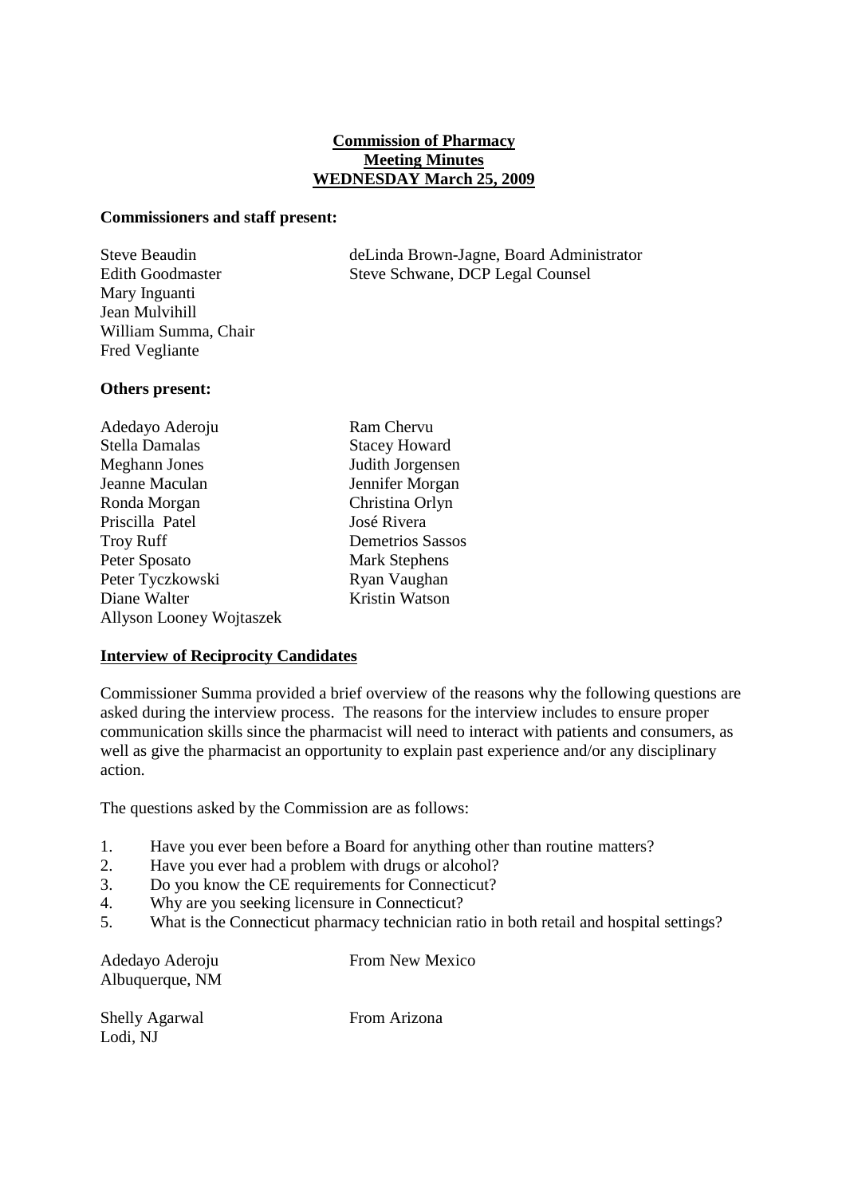**Commission of Pharmacy**
**Meeting Minutes**
**WEDNESDAY March 25, 2009**

**Commissioners and staff present:**

| | |
|---|---|
| Steve Beaudin | deLinda Brown-Jagne, Board Administrator |
| Edith Goodmaster | Steve Schwane, DCP Legal Counsel |
| Mary Inguanti | |
| Jean Mulvihill | |
| William Summa, Chair | |
| Fred Vegliante | |

**Others present:**

| | |
|---|---|
| Adedayo Aderoju | Ram Chervu |
| Stella Damalas | Stacey Howard |
| Meghann Jones | Judith Jorgensen |
| Jeanne Maculan | Jennifer Morgan |
| Ronda Morgan | Christina Orlyn |
| Priscilla Patel | José Rivera |
| Troy Ruff | Demetrios Sassos |
| Peter Sposato | Mark Stephens |
| Peter Tyczkowski | Ryan Vaughan |
| Diane Walter | Kristin Watson |
| Allyson Looney Wojtaszek | |

**Interview of Reciprocity Candidates**

Commissioner Summa provided a brief overview of the reasons why the following questions are asked during the interview process. The reasons for the interview includes to ensure proper communication skills since the pharmacist will need to interact with patients and consumers, as well as give the pharmacist an opportunity to explain past experience and/or any disciplinary action.

The questions asked by the Commission are as follows:

1. Have you ever been before a Board for anything other than routine matters?
2. Have you ever had a problem with drugs or alcohol?
3. Do you know the CE requirements for Connecticut?
4. Why are you seeking licensure in Connecticut?
5. What is the Connecticut pharmacy technician ratio in both retail and hospital settings?

Adedayo Aderoju — From New Mexico
Albuquerque, NM

Shelly Agarwal — From Arizona
Lodi, NJ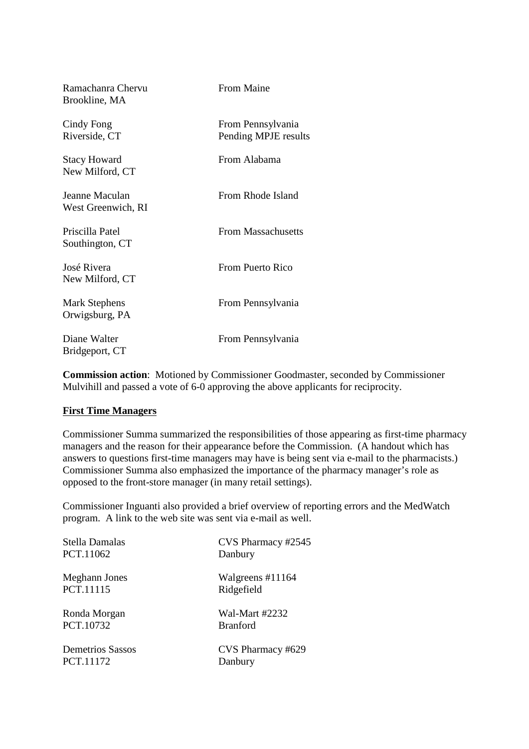| | |
|---|---|
| Ramachanra Chervu<br>Brookline, MA | From Maine |
| Cindy Fong<br>Riverside, CT | From Pennsylvania<br>Pending MPJE results |
| Stacy Howard<br>New Milford, CT | From Alabama |
| Jeanne Maculan<br>West Greenwich, RI | From Rhode Island |
| Priscilla Patel<br>Southington, CT | From Massachusetts |
| José Rivera<br>New Milford, CT | From Puerto Rico |
| Mark Stephens<br>Orwigsburg, PA | From Pennsylvania |
| Diane Walter<br>Bridgeport, CT | From Pennsylvania |

**Commission action**: Motioned by Commissioner Goodmaster, seconded by Commissioner Mulvihill and passed a vote of 6-0 approving the above applicants for reciprocity.

**First Time Managers**

Commissioner Summa summarized the responsibilities of those appearing as first-time pharmacy managers and the reason for their appearance before the Commission. (A handout which has answers to questions first-time managers may have is being sent via e-mail to the pharmacists.) Commissioner Summa also emphasized the importance of the pharmacy manager's role as opposed to the front-store manager (in many retail settings).

Commissioner Inguanti also provided a brief overview of reporting errors and the MedWatch program. A link to the web site was sent via e-mail as well.

| | |
|---|---|
| Stella Damalas<br>PCT.11062 | CVS Pharmacy #2545<br>Danbury |
| Meghann Jones<br>PCT.11115 | Walgreens #11164<br>Ridgefield |
| Ronda Morgan<br>PCT.10732 | Wal-Mart #2232<br>Branford |
| Demetrios Sassos<br>PCT.11172 | CVS Pharmacy #629<br>Danbury |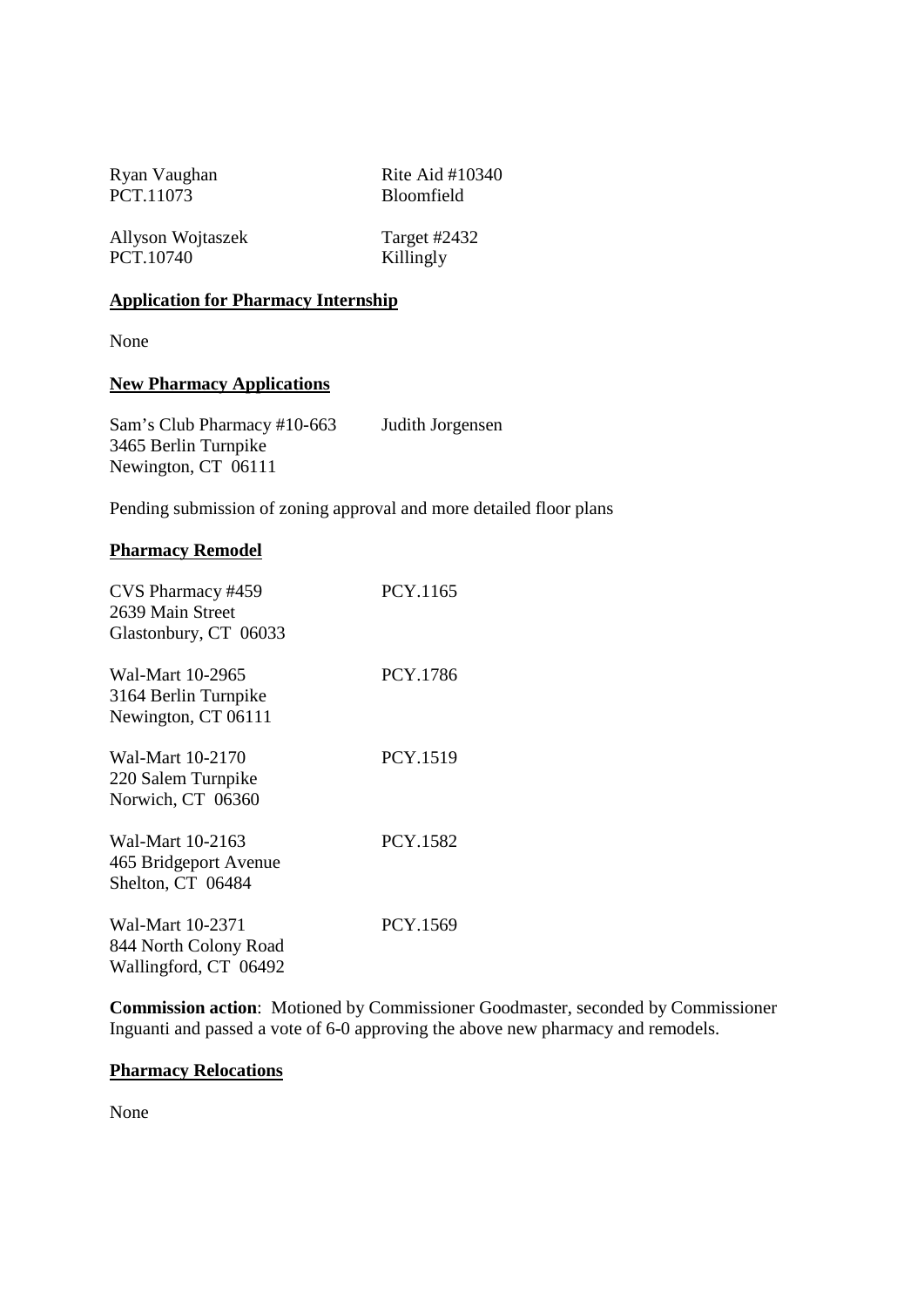Ryan Vaughan Rite Aid #10340
PCT.11073 Bloomfield

Allyson Wojtaszek Target #2432
PCT.10740 Killingly

**Application for Pharmacy Internship**

None

**New Pharmacy Applications**

Sam's Club Pharmacy #10-663 Judith Jorgensen
3465 Berlin Turnpike
Newington, CT 06111

Pending submission of zoning approval and more detailed floor plans

**Pharmacy Remodel**

CVS Pharmacy #459 PCY.1165
2639 Main Street
Glastonbury, CT 06033

Wal-Mart 10-2965 PCY.1786
3164 Berlin Turnpike
Newington, CT 06111

Wal-Mart 10-2170 PCY.1519
220 Salem Turnpike
Norwich, CT 06360

Wal-Mart 10-2163 PCY.1582
465 Bridgeport Avenue
Shelton, CT 06484

Wal-Mart 10-2371 PCY.1569
844 North Colony Road
Wallingford, CT 06492

**Commission action**: Motioned by Commissioner Goodmaster, seconded by Commissioner Inguanti and passed a vote of 6-0 approving the above new pharmacy and remodels.

**Pharmacy Relocations**

None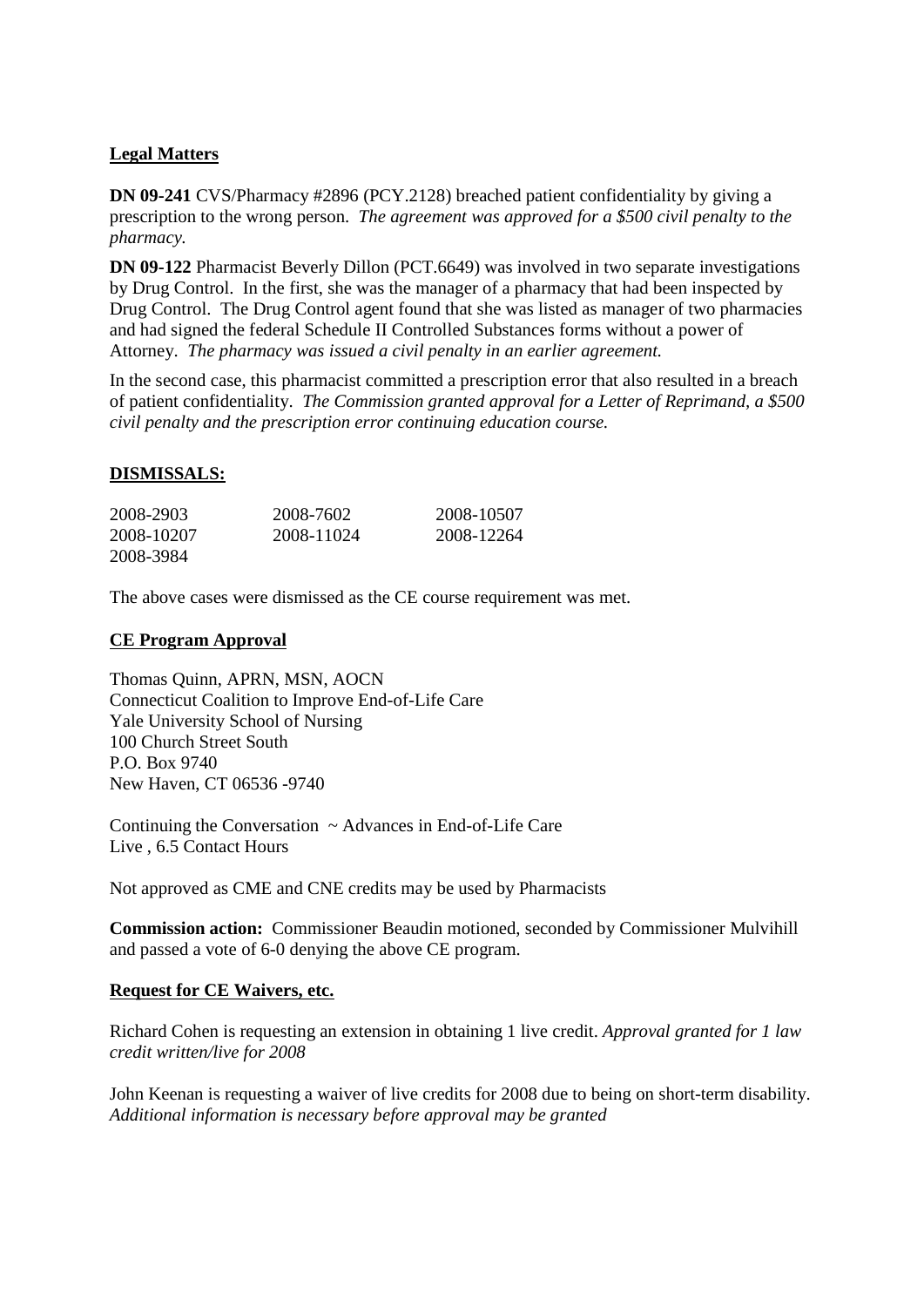**Legal Matters**

**DN 09-241** CVS/Pharmacy #2896 (PCY.2128) breached patient confidentiality by giving a prescription to the wrong person. *The agreement was approved for a $500 civil penalty to the pharmacy.*

**DN 09-122** Pharmacist Beverly Dillon (PCT.6649) was involved in two separate investigations by Drug Control. In the first, she was the manager of a pharmacy that had been inspected by Drug Control. The Drug Control agent found that she was listed as manager of two pharmacies and had signed the federal Schedule II Controlled Substances forms without a power of Attorney. *The pharmacy was issued a civil penalty in an earlier agreement.*

In the second case, this pharmacist committed a prescription error that also resulted in a breach of patient confidentiality. *The Commission granted approval for a Letter of Reprimand, a $500 civil penalty and the prescription error continuing education course.*

**DISMISSALS:**

| | | |
|---|---|---|
| 2008-2903 | 2008-7602 | 2008-10507 |
| 2008-10207 | 2008-11024 | 2008-12264 |
| 2008-3984 | | |

The above cases were dismissed as the CE course requirement was met.

**CE Program Approval**

Thomas Quinn, APRN, MSN, AOCN
Connecticut Coalition to Improve End-of-Life Care
Yale University School of Nursing
100 Church Street South
P.O. Box 9740
New Haven, CT 06536 -9740

Continuing the Conversation ~ Advances in End-of-Life Care
Live , 6.5 Contact Hours

Not approved as CME and CNE credits may be used by Pharmacists

**Commission action:** Commissioner Beaudin motioned, seconded by Commissioner Mulvihill and passed a vote of 6-0 denying the above CE program.

**Request for CE Waivers, etc.**

Richard Cohen is requesting an extension in obtaining 1 live credit. *Approval granted for 1 law credit written/live for 2008*

John Keenan is requesting a waiver of live credits for 2008 due to being on short-term disability. *Additional information is necessary before approval may be granted*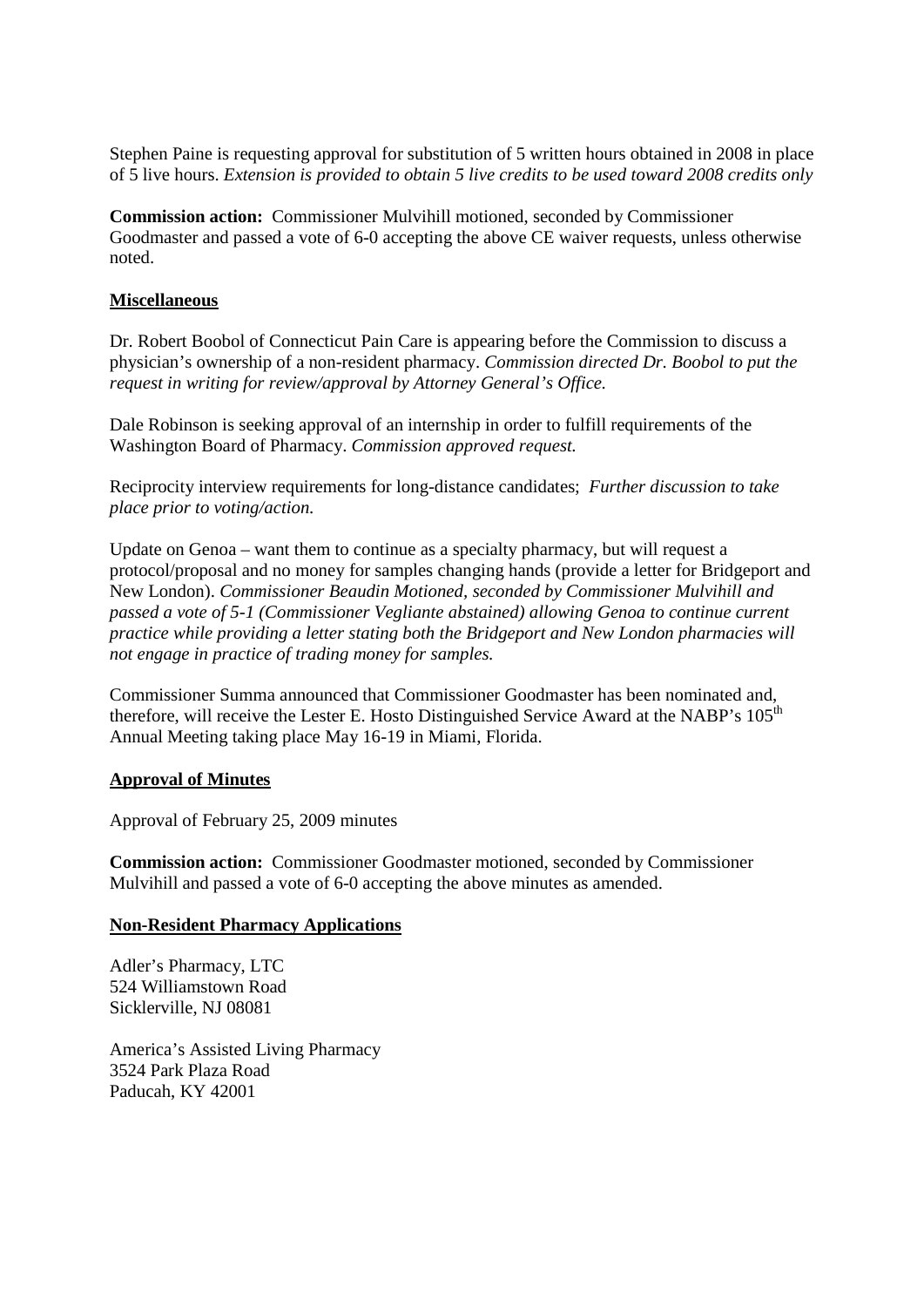Stephen Paine is requesting approval for substitution of 5 written hours obtained in 2008 in place of 5 live hours. *Extension is provided to obtain 5 live credits to be used toward 2008 credits only*

**Commission action:** Commissioner Mulvihill motioned, seconded by Commissioner Goodmaster and passed a vote of 6-0 accepting the above CE waiver requests, unless otherwise noted.

**Miscellaneous**

Dr. Robert Boobol of Connecticut Pain Care is appearing before the Commission to discuss a physician's ownership of a non-resident pharmacy. *Commission directed Dr. Boobol to put the request in writing for review/approval by Attorney General's Office.*

Dale Robinson is seeking approval of an internship in order to fulfill requirements of the Washington Board of Pharmacy. *Commission approved request.*

Reciprocity interview requirements for long-distance candidates; *Further discussion to take place prior to voting/action.*

Update on Genoa – want them to continue as a specialty pharmacy, but will request a protocol/proposal and no money for samples changing hands (provide a letter for Bridgeport and New London). *Commissioner Beaudin Motioned, seconded by Commissioner Mulvihill and passed a vote of 5-1 (Commissioner Vegliante abstained) allowing Genoa to continue current practice while providing a letter stating both the Bridgeport and New London pharmacies will not engage in practice of trading money for samples.*

Commissioner Summa announced that Commissioner Goodmaster has been nominated and, therefore, will receive the Lester E. Hosto Distinguished Service Award at the NABP's 105th Annual Meeting taking place May 16-19 in Miami, Florida.

**Approval of Minutes**

Approval of February 25, 2009 minutes

**Commission action:** Commissioner Goodmaster motioned, seconded by Commissioner Mulvihill and passed a vote of 6-0 accepting the above minutes as amended.

**Non-Resident Pharmacy Applications**

Adler's Pharmacy, LTC
524 Williamstown Road
Sicklerville, NJ 08081

America's Assisted Living Pharmacy
3524 Park Plaza Road
Paducah, KY 42001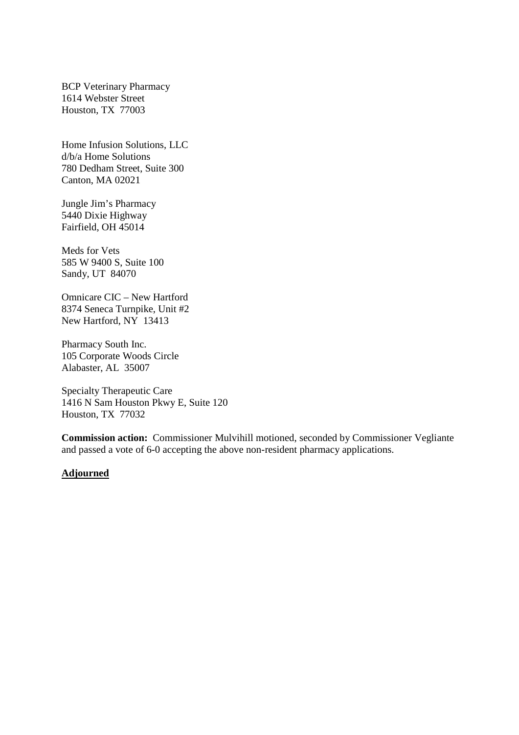BCP Veterinary Pharmacy
1614 Webster Street
Houston, TX 77003

Home Infusion Solutions, LLC
d/b/a Home Solutions
780 Dedham Street, Suite 300
Canton, MA 02021

Jungle Jim's Pharmacy
5440 Dixie Highway
Fairfield, OH 45014

Meds for Vets
585 W 9400 S, Suite 100
Sandy, UT 84070

Omnicare CIC – New Hartford
8374 Seneca Turnpike, Unit #2
New Hartford, NY 13413

Pharmacy South Inc.
105 Corporate Woods Circle
Alabaster, AL 35007

Specialty Therapeutic Care
1416 N Sam Houston Pkwy E, Suite 120
Houston, TX 77032

**Commission action:** Commissioner Mulvihill motioned, seconded by Commissioner Vegliante and passed a vote of 6-0 accepting the above non-resident pharmacy applications.

**Adjourned**